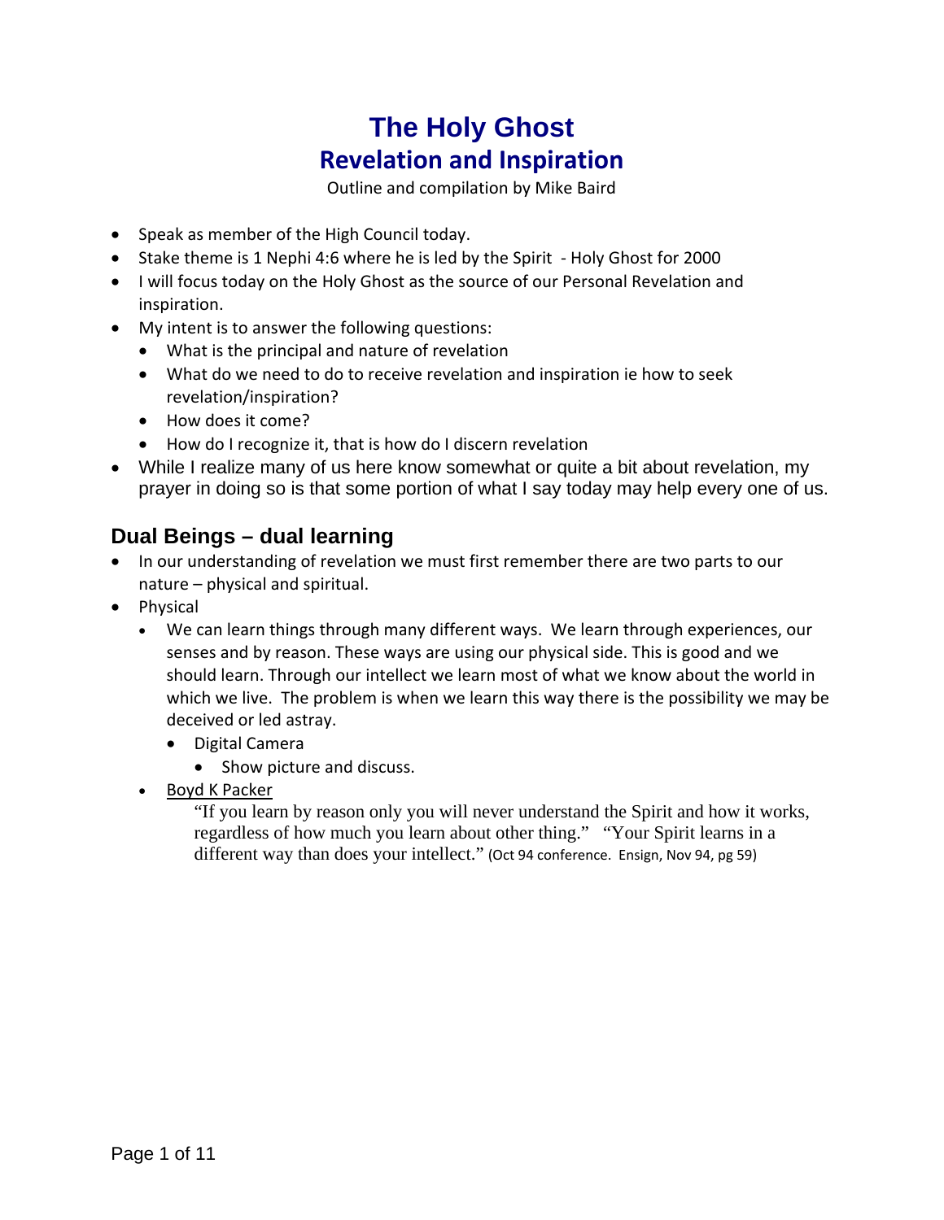# The Holy Ghost
## Revelation and Inspiration

Outline and compilation by Mike Baird

- Speak as member of the High Council today.
- Stake theme is 1 Nephi 4:6 where he is led by the Spirit - Holy Ghost for 2000
- I will focus today on the Holy Ghost as the source of our Personal Revelation and inspiration.
- My intent is to answer the following questions:
  - What is the principal and nature of revelation
  - What do we need to do to receive revelation and inspiration ie how to seek revelation/inspiration?
  - How does it come?
  - How do I recognize it, that is how do I discern revelation
- While I realize many of us here know somewhat or quite a bit about revelation, my prayer in doing so is that some portion of what I say today may help every one of us.

## Dual Beings – dual learning

- In our understanding of revelation we must first remember there are two parts to our nature – physical and spiritual.
- Physical
  - We can learn things through many different ways. We learn through experiences, our senses and by reason. These ways are using our physical side. This is good and we should learn. Through our intellect we learn most of what we know about the world in which we live. The problem is when we learn this way there is the possibility we may be deceived or led astray.
    - Digital Camera
      - Show picture and discuss.
  - Boyd K Packer

    "If you learn by reason only you will never understand the Spirit and how it works, regardless of how much you learn about other thing." "Your Spirit learns in a different way than does your intellect." (Oct 94 conference. Ensign, Nov 94, pg 59)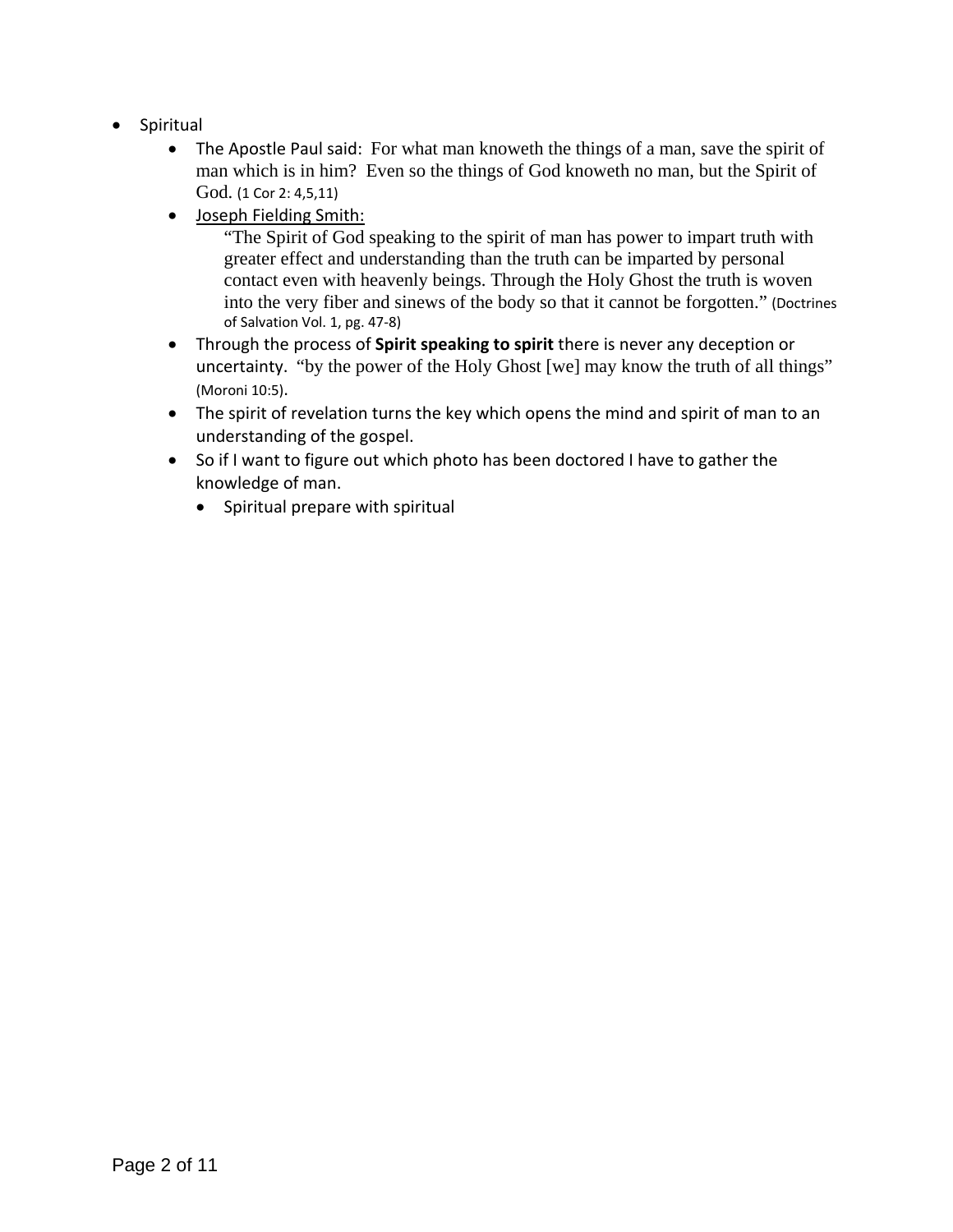- Spiritual
  - The Apostle Paul said: For what man knoweth the things of a man, save the spirit of man which is in him? Even so the things of God knoweth no man, but the Spirit of God. (1 Cor 2: 4,5,11)
  - Joseph Fielding Smith:

    "The Spirit of God speaking to the spirit of man has power to impart truth with greater effect and understanding than the truth can be imparted by personal contact even with heavenly beings. Through the Holy Ghost the truth is woven into the very fiber and sinews of the body so that it cannot be forgotten." (Doctrines of Salvation Vol. 1, pg. 47-8)
  - Through the process of **Spirit speaking to spirit** there is never any deception or uncertainty. "by the power of the Holy Ghost [we] may know the truth of all things" (Moroni 10:5).
  - The spirit of revelation turns the key which opens the mind and spirit of man to an understanding of the gospel.
  - So if I want to figure out which photo has been doctored I have to gather the knowledge of man.
    - Spiritual prepare with spiritual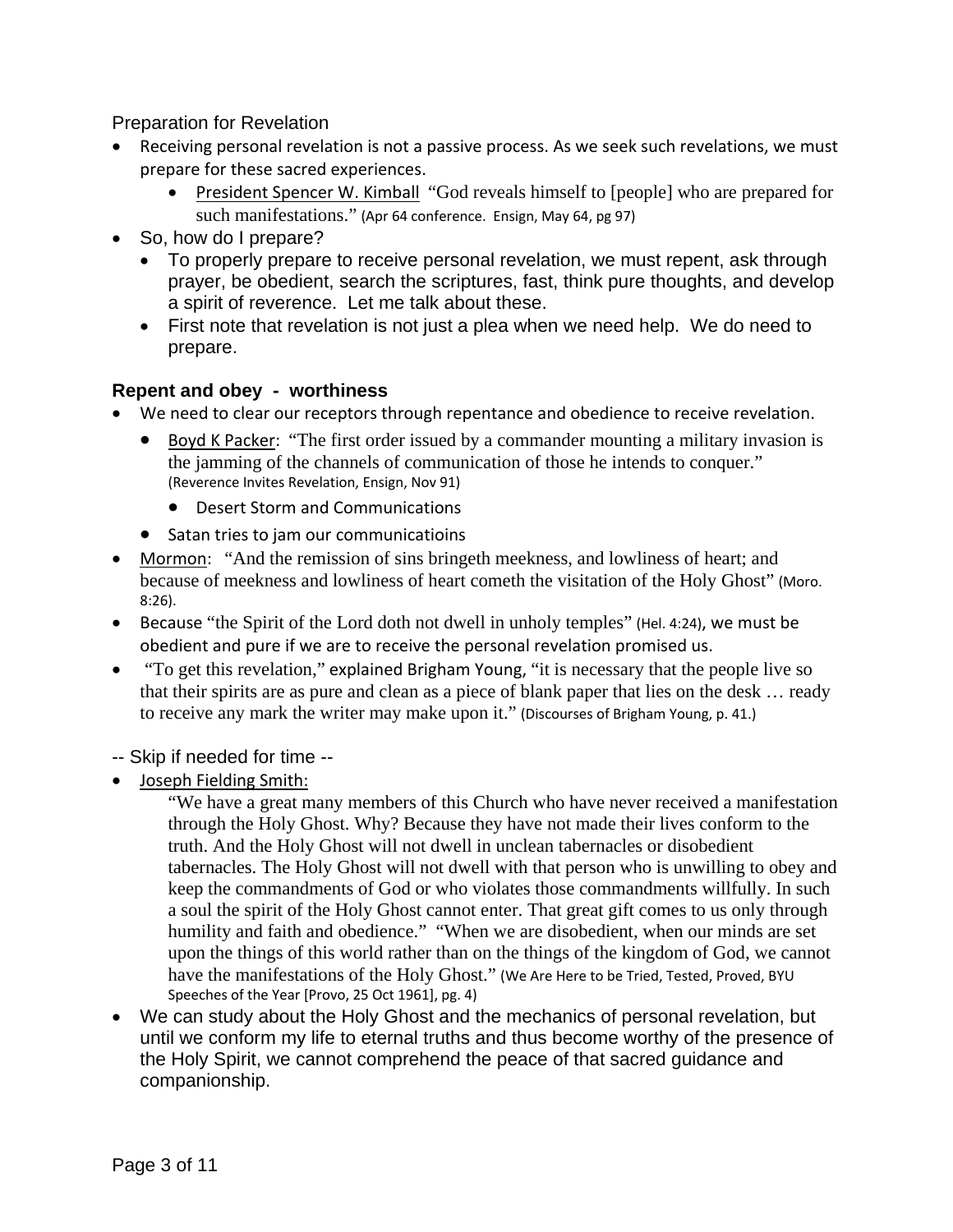Preparation for Revelation

- Receiving personal revelation is not a passive process. As we seek such revelations, we must prepare for these sacred experiences.
    - President Spencer W. Kimball "God reveals himself to [people] who are prepared for such manifestations." (Apr 64 conference. Ensign, May 64, pg 97)
- So, how do I prepare?
    - To properly prepare to receive personal revelation, we must repent, ask through prayer, be obedient, search the scriptures, fast, think pure thoughts, and develop a spirit of reverence. Let me talk about these.
    - First note that revelation is not just a plea when we need help. We do need to prepare.

### Repent and obey - worthiness

- We need to clear our receptors through repentance and obedience to receive revelation.
    - Boyd K Packer: "The first order issued by a commander mounting a military invasion is the jamming of the channels of communication of those he intends to conquer." (Reverence Invites Revelation, Ensign, Nov 91)
        - Desert Storm and Communications
    - Satan tries to jam our communicatioins
- Mormon: "And the remission of sins bringeth meekness, and lowliness of heart; and because of meekness and lowliness of heart cometh the visitation of the Holy Ghost" (Moro. 8:26).
- Because "the Spirit of the Lord doth not dwell in unholy temples" (Hel. 4:24), we must be obedient and pure if we are to receive the personal revelation promised us.
- "To get this revelation," explained Brigham Young, "it is necessary that the people live so that their spirits are as pure and clean as a piece of blank paper that lies on the desk … ready to receive any mark the writer may make upon it." (Discourses of Brigham Young, p. 41.)

-- Skip if needed for time --

- Joseph Fielding Smith:

    "We have a great many members of this Church who have never received a manifestation through the Holy Ghost. Why? Because they have not made their lives conform to the truth. And the Holy Ghost will not dwell in unclean tabernacles or disobedient tabernacles. The Holy Ghost will not dwell with that person who is unwilling to obey and keep the commandments of God or who violates those commandments willfully. In such a soul the spirit of the Holy Ghost cannot enter. That great gift comes to us only through humility and faith and obedience." "When we are disobedient, when our minds are set upon the things of this world rather than on the things of the kingdom of God, we cannot have the manifestations of the Holy Ghost." (We Are Here to be Tried, Tested, Proved, BYU Speeches of the Year [Provo, 25 Oct 1961], pg. 4)

- We can study about the Holy Ghost and the mechanics of personal revelation, but until we conform my life to eternal truths and thus become worthy of the presence of the Holy Spirit, we cannot comprehend the peace of that sacred guidance and companionship.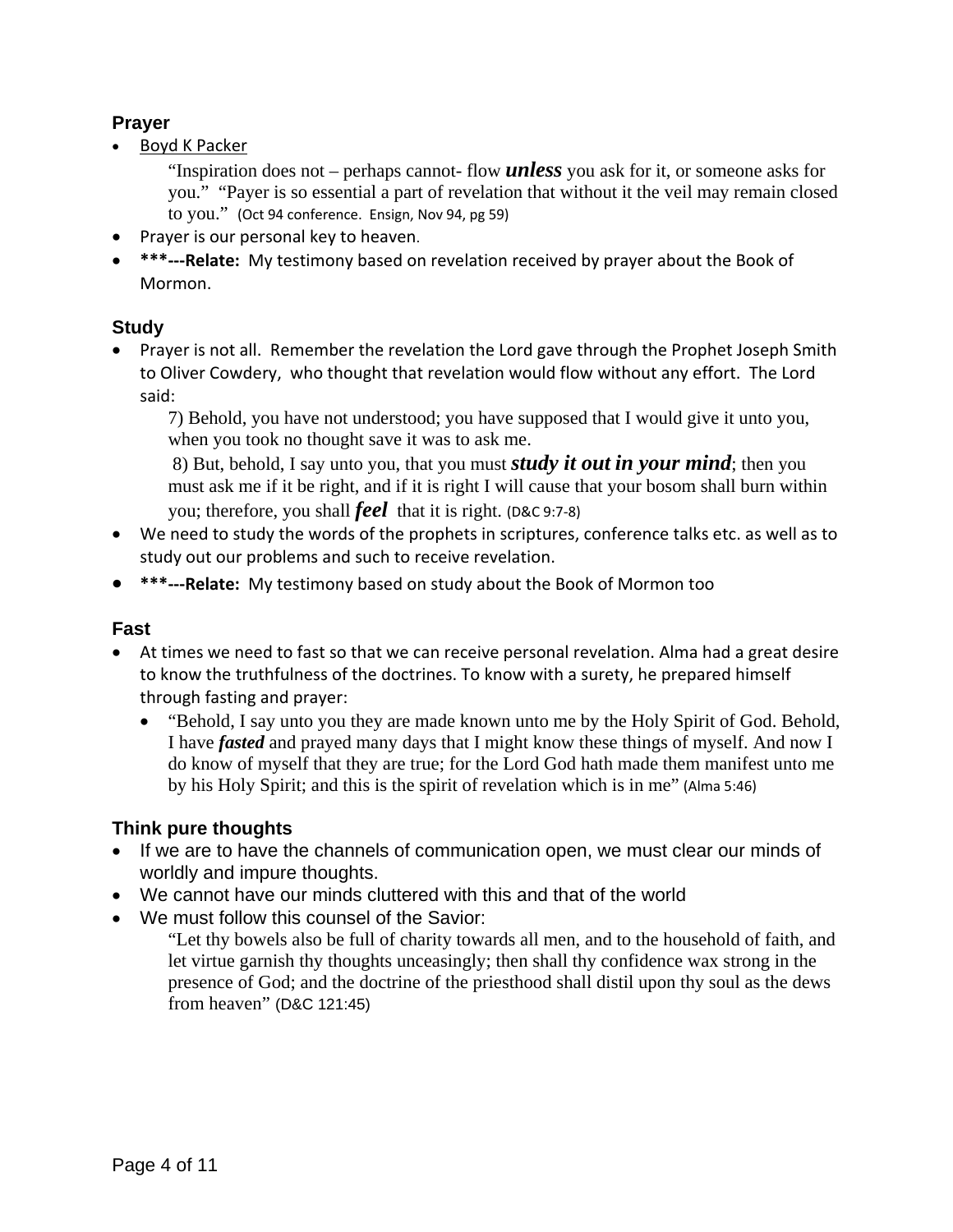## Prayer

- Boyd K Packer

  > "Inspiration does not – perhaps cannot- flow ***unless*** you ask for it, or someone asks for you." "Payer is so essential a part of revelation that without it the veil may remain closed to you." (Oct 94 conference. Ensign, Nov 94, pg 59)

- Prayer is our personal key to heaven.
- **\*\*\*---Relate:** My testimony based on revelation received by prayer about the Book of Mormon.

## Study

- Prayer is not all. Remember the revelation the Lord gave through the Prophet Joseph Smith to Oliver Cowdery, who thought that revelation would flow without any effort. The Lord said:

  > 7) Behold, you have not understood; you have supposed that I would give it unto you, when you took no thought save it was to ask me.
  >
  > 8) But, behold, I say unto you, that you must ***study it out in your mind***; then you must ask me if it be right, and if it is right I will cause that your bosom shall burn within you; therefore, you shall ***feel*** that it is right. (D&C 9:7-8)

- We need to study the words of the prophets in scriptures, conference talks etc. as well as to study out our problems and such to receive revelation.
- **\*\*\*---Relate:** My testimony based on study about the Book of Mormon too

## Fast

- At times we need to fast so that we can receive personal revelation. Alma had a great desire to know the truthfulness of the doctrines. To know with a surety, he prepared himself through fasting and prayer:
  - "Behold, I say unto you they are made known unto me by the Holy Spirit of God. Behold, I have ***fasted*** and prayed many days that I might know these things of myself. And now I do know of myself that they are true; for the Lord God hath made them manifest unto me by his Holy Spirit; and this is the spirit of revelation which is in me" (Alma 5:46)

## Think pure thoughts

- If we are to have the channels of communication open, we must clear our minds of worldly and impure thoughts.
- We cannot have our minds cluttered with this and that of the world
- We must follow this counsel of the Savior:

  > "Let thy bowels also be full of charity towards all men, and to the household of faith, and let virtue garnish thy thoughts unceasingly; then shall thy confidence wax strong in the presence of God; and the doctrine of the priesthood shall distil upon thy soul as the dews from heaven" (D&C 121:45)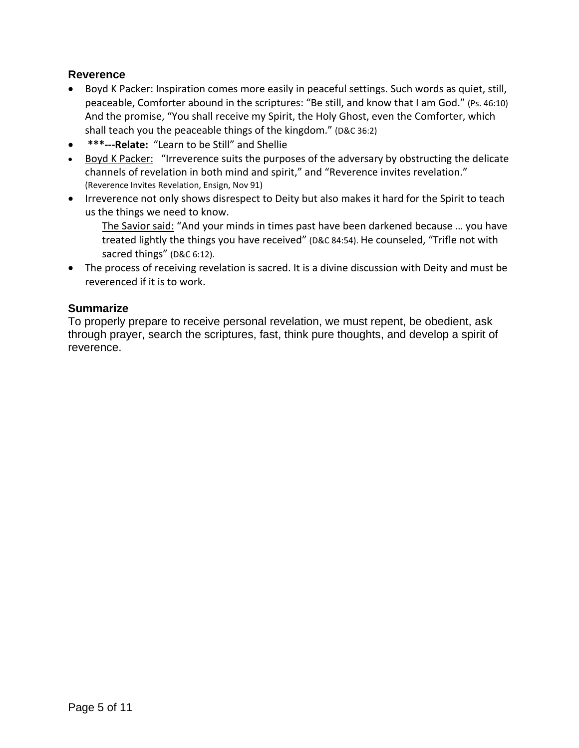### Reverence

- Boyd K Packer: Inspiration comes more easily in peaceful settings. Such words as quiet, still, peaceable, Comforter abound in the scriptures: “Be still, and know that I am God.” (Ps. 46:10) And the promise, “You shall receive my Spirit, the Holy Ghost, even the Comforter, which shall teach you the peaceable things of the kingdom.” (D&C 36:2)
- **\*\*\*---Relate:** “Learn to be Still” and Shellie
- Boyd K Packer: “Irreverence suits the purposes of the adversary by obstructing the delicate channels of revelation in both mind and spirit,” and “Reverence invites revelation.” (Reverence Invites Revelation, Ensign, Nov 91)
- Irreverence not only shows disrespect to Deity but also makes it hard for the Spirit to teach us the things we need to know.

  The Savior said: “And your minds in times past have been darkened because … you have treated lightly the things you have received” (D&C 84:54). He counseled, “Trifle not with sacred things” (D&C 6:12).
- The process of receiving revelation is sacred. It is a divine discussion with Deity and must be reverenced if it is to work.

### Summarize

To properly prepare to receive personal revelation, we must repent, be obedient, ask through prayer, search the scriptures, fast, think pure thoughts, and develop a spirit of reverence.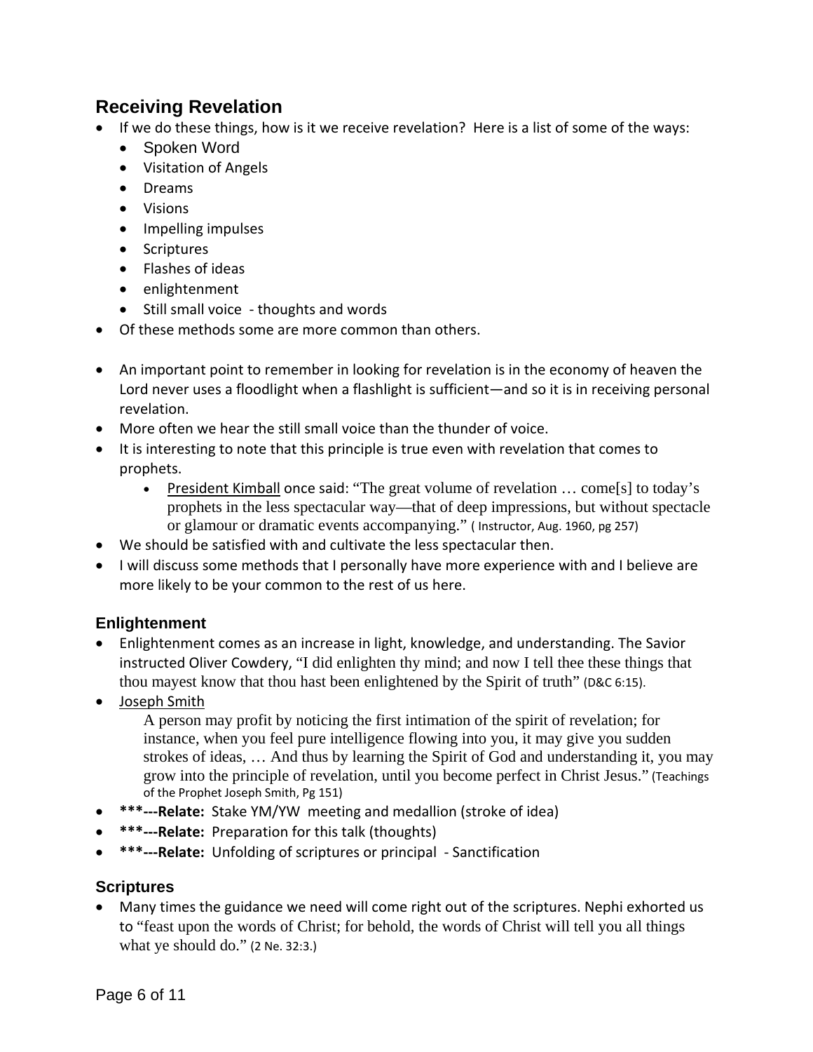## Receiving Revelation

- If we do these things, how is it we receive revelation? Here is a list of some of the ways:
  - Spoken Word
  - Visitation of Angels
  - Dreams
  - Visions
  - Impelling impulses
  - Scriptures
  - Flashes of ideas
  - enlightenment
  - Still small voice - thoughts and words
- Of these methods some are more common than others.

- An important point to remember in looking for revelation is in the economy of heaven the Lord never uses a floodlight when a flashlight is sufficient—and so it is in receiving personal revelation.
- More often we hear the still small voice than the thunder of voice.
- It is interesting to note that this principle is true even with revelation that comes to prophets.
  - President Kimball once said: "The great volume of revelation … come[s] to today's prophets in the less spectacular way—that of deep impressions, but without spectacle or glamour or dramatic events accompanying." ( Instructor, Aug. 1960, pg 257)
- We should be satisfied with and cultivate the less spectacular then.
- I will discuss some methods that I personally have more experience with and I believe are more likely to be your common to the rest of us here.

### Enlightenment

- Enlightenment comes as an increase in light, knowledge, and understanding. The Savior instructed Oliver Cowdery, "I did enlighten thy mind; and now I tell thee these things that thou mayest know that thou hast been enlightened by the Spirit of truth" (D&C 6:15).
- Joseph Smith

  A person may profit by noticing the first intimation of the spirit of revelation; for instance, when you feel pure intelligence flowing into you, it may give you sudden strokes of ideas, … And thus by learning the Spirit of God and understanding it, you may grow into the principle of revelation, until you become perfect in Christ Jesus." (Teachings of the Prophet Joseph Smith, Pg 151)

- **\*\*\*---Relate:** Stake YM/YW meeting and medallion (stroke of idea)
- **\*\*\*---Relate:** Preparation for this talk (thoughts)
- **\*\*\*---Relate:** Unfolding of scriptures or principal - Sanctification

### Scriptures

- Many times the guidance we need will come right out of the scriptures. Nephi exhorted us to "feast upon the words of Christ; for behold, the words of Christ will tell you all things what ye should do." (2 Ne. 32:3.)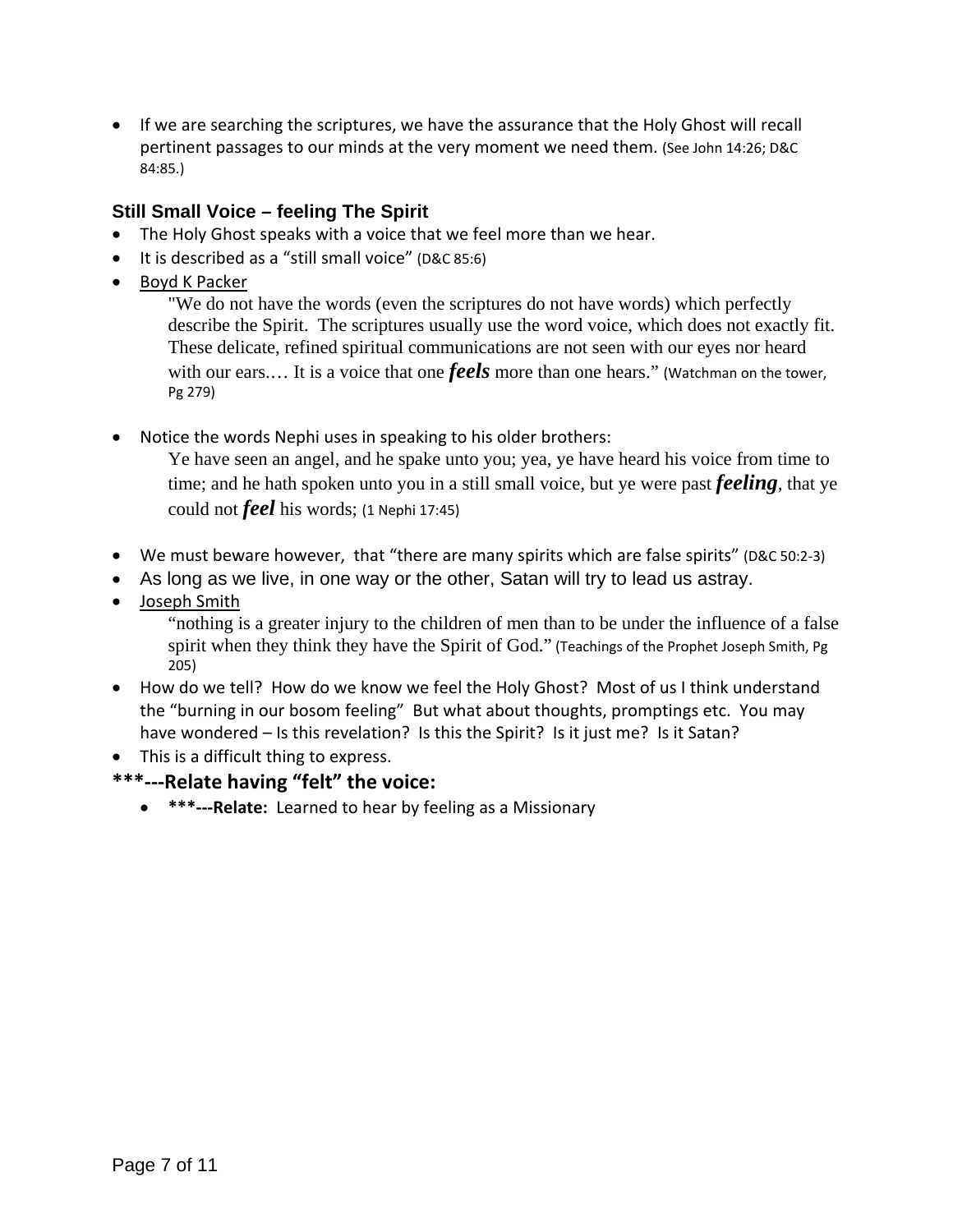- If we are searching the scriptures, we have the assurance that the Holy Ghost will recall pertinent passages to our minds at the very moment we need them. (See John 14:26; D&C 84:85.)

### Still Small Voice – feeling The Spirit

- The Holy Ghost speaks with a voice that we feel more than we hear.
- It is described as a "still small voice" (D&C 85:6)
- Boyd K Packer

  "We do not have the words (even the scriptures do not have words) which perfectly describe the Spirit. The scriptures usually use the word voice, which does not exactly fit. These delicate, refined spiritual communications are not seen with our eyes nor heard with our ears.… It is a voice that one ***feels*** more than one hears." (Watchman on the tower, Pg 279)

- Notice the words Nephi uses in speaking to his older brothers:

  Ye have seen an angel, and he spake unto you; yea, ye have heard his voice from time to time; and he hath spoken unto you in a still small voice, but ye were past ***feeling***, that ye could not ***feel*** his words; (1 Nephi 17:45)

- We must beware however, that "there are many spirits which are false spirits" (D&C 50:2-3)
- As long as we live, in one way or the other, Satan will try to lead us astray.
- Joseph Smith

  "nothing is a greater injury to the children of men than to be under the influence of a false spirit when they think they have the Spirit of God." (Teachings of the Prophet Joseph Smith, Pg 205)

- How do we tell? How do we know we feel the Holy Ghost? Most of us I think understand the "burning in our bosom feeling" But what about thoughts, promptings etc. You may have wondered – Is this revelation? Is this the Spirit? Is it just me? Is it Satan?
- This is a difficult thing to express.

**\*\*\*---Relate having "felt" the voice:**

- **\*\*\*---Relate:** Learned to hear by feeling as a Missionary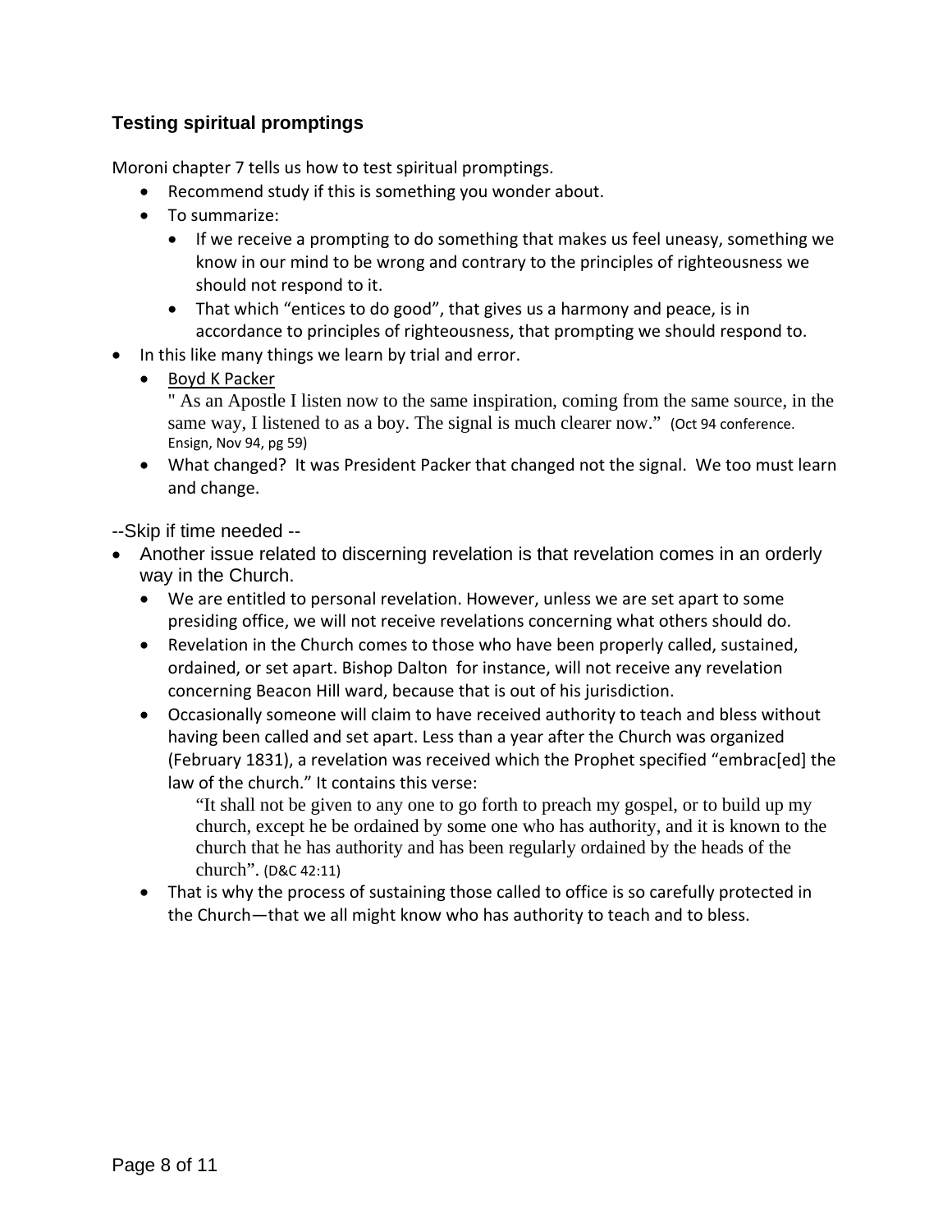### Testing spiritual promptings

Moroni chapter 7 tells us how to test spiritual promptings.

- Recommend study if this is something you wonder about.
- To summarize:
  - If we receive a prompting to do something that makes us feel uneasy, something we know in our mind to be wrong and contrary to the principles of righteousness we should not respond to it.
  - That which "entices to do good", that gives us a harmony and peace, is in accordance to principles of righteousness, that prompting we should respond to.
- In this like many things we learn by trial and error.
  - Boyd K Packer

    " As an Apostle I listen now to the same inspiration, coming from the same source, in the same way, I listened to as a boy. The signal is much clearer now." (Oct 94 conference. Ensign, Nov 94, pg 59)
  - What changed? It was President Packer that changed not the signal. We too must learn and change.

--Skip if time needed --

- Another issue related to discerning revelation is that revelation comes in an orderly way in the Church.
  - We are entitled to personal revelation. However, unless we are set apart to some presiding office, we will not receive revelations concerning what others should do.
  - Revelation in the Church comes to those who have been properly called, sustained, ordained, or set apart. Bishop Dalton for instance, will not receive any revelation concerning Beacon Hill ward, because that is out of his jurisdiction.
  - Occasionally someone will claim to have received authority to teach and bless without having been called and set apart. Less than a year after the Church was organized (February 1831), a revelation was received which the Prophet specified "embrac[ed] the law of the church." It contains this verse:

    "It shall not be given to any one to go forth to preach my gospel, or to build up my church, except he be ordained by some one who has authority, and it is known to the church that he has authority and has been regularly ordained by the heads of the church". (D&C 42:11)
  - That is why the process of sustaining those called to office is so carefully protected in the Church—that we all might know who has authority to teach and to bless.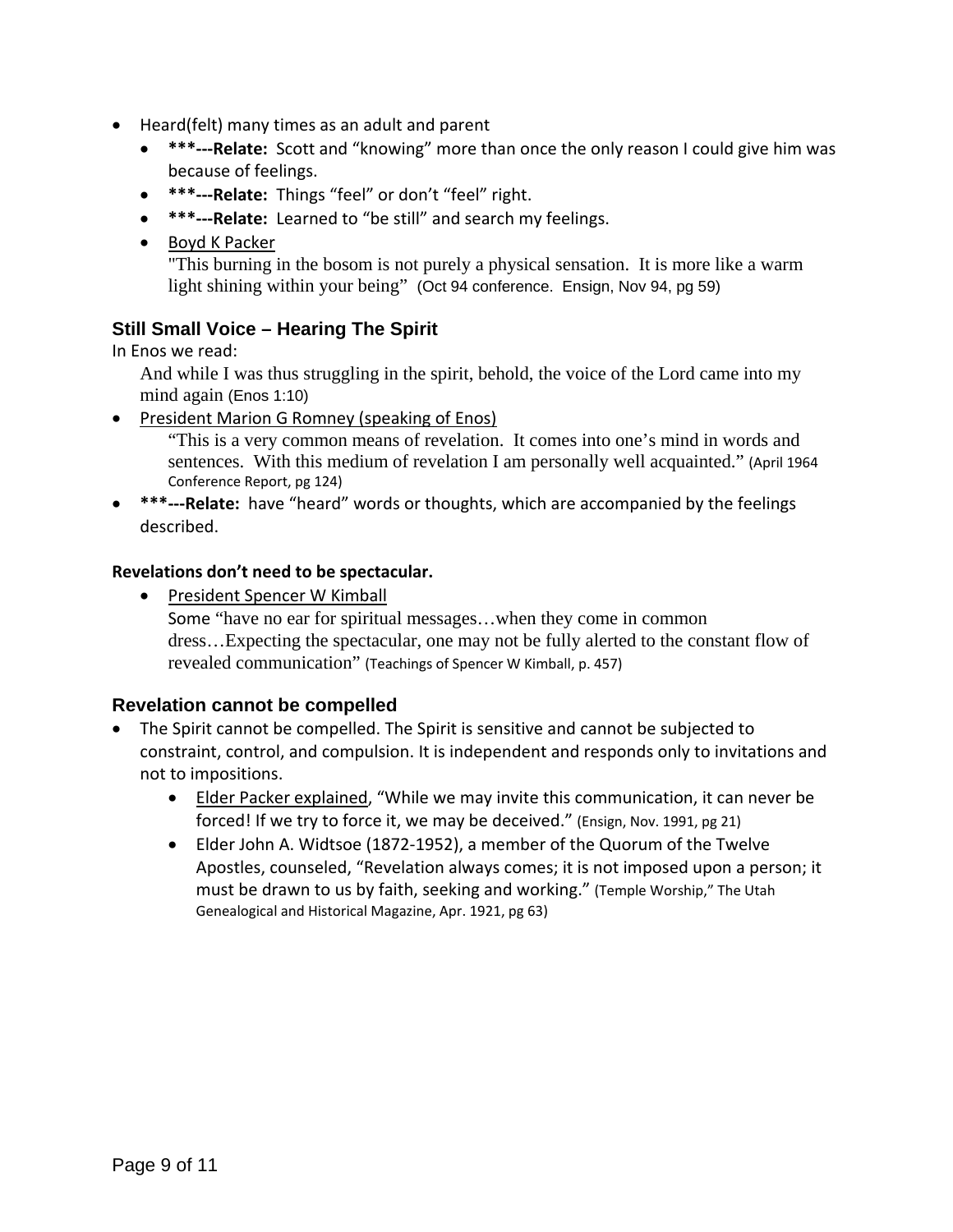- Heard(felt) many times as an adult and parent
    - **\*\*\*---Relate:** Scott and "knowing" more than once the only reason I could give him was because of feelings.
    - **\*\*\*---Relate:** Things "feel" or don't "feel" right.
    - **\*\*\*---Relate:** Learned to "be still" and search my feelings.
    - <u>Boyd K Packer</u>
      "This burning in the bosom is not purely a physical sensation. It is more like a warm light shining within your being" (Oct 94 conference. Ensign, Nov 94, pg 59)

### Still Small Voice – Hearing The Spirit

In Enos we read:

> And while I was thus struggling in the spirit, behold, the voice of the Lord came into my mind again (Enos 1:10)

- <u>President Marion G Romney (speaking of Enos)</u>
  > "This is a very common means of revelation. It comes into one's mind in words and sentences. With this medium of revelation I am personally well acquainted." (April 1964 Conference Report, pg 124)
- **\*\*\*---Relate:** have "heard" words or thoughts, which are accompanied by the feelings described.

**Revelations don't need to be spectacular.**

- <u>President Spencer W Kimball</u>
  Some "have no ear for spiritual messages…when they come in common dress…Expecting the spectacular, one may not be fully alerted to the constant flow of revealed communication" (Teachings of Spencer W Kimball, p. 457)

### Revelation cannot be compelled

- The Spirit cannot be compelled. The Spirit is sensitive and cannot be subjected to constraint, control, and compulsion. It is independent and responds only to invitations and not to impositions.
    - <u>Elder Packer explained</u>, "While we may invite this communication, it can never be forced! If we try to force it, we may be deceived." (Ensign, Nov. 1991, pg 21)
    - Elder John A. Widtsoe (1872-1952), a member of the Quorum of the Twelve Apostles, counseled, "Revelation always comes; it is not imposed upon a person; it must be drawn to us by faith, seeking and working." (Temple Worship," The Utah Genealogical and Historical Magazine, Apr. 1921, pg 63)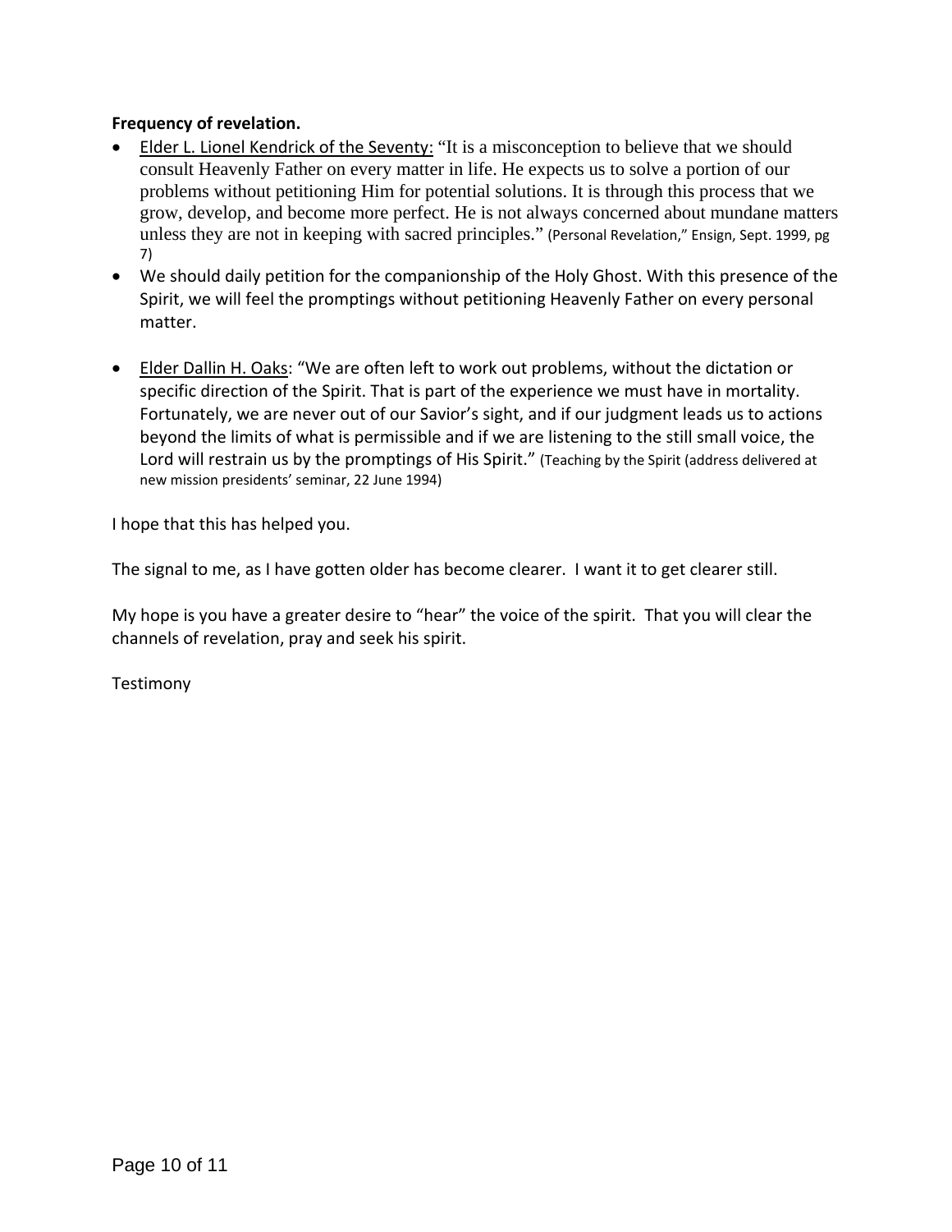**Frequency of revelation.**

- Elder L. Lionel Kendrick of the Seventy: "It is a misconception to believe that we should consult Heavenly Father on every matter in life. He expects us to solve a portion of our problems without petitioning Him for potential solutions. It is through this process that we grow, develop, and become more perfect. He is not always concerned about mundane matters unless they are not in keeping with sacred principles." (Personal Revelation," Ensign, Sept. 1999, pg 7)
- We should daily petition for the companionship of the Holy Ghost. With this presence of the Spirit, we will feel the promptings without petitioning Heavenly Father on every personal matter.
- Elder Dallin H. Oaks: "We are often left to work out problems, without the dictation or specific direction of the Spirit. That is part of the experience we must have in mortality. Fortunately, we are never out of our Savior's sight, and if our judgment leads us to actions beyond the limits of what is permissible and if we are listening to the still small voice, the Lord will restrain us by the promptings of His Spirit." (Teaching by the Spirit (address delivered at new mission presidents' seminar, 22 June 1994)

I hope that this has helped you.

The signal to me, as I have gotten older has become clearer. I want it to get clearer still.

My hope is you have a greater desire to "hear" the voice of the spirit. That you will clear the channels of revelation, pray and seek his spirit.

Testimony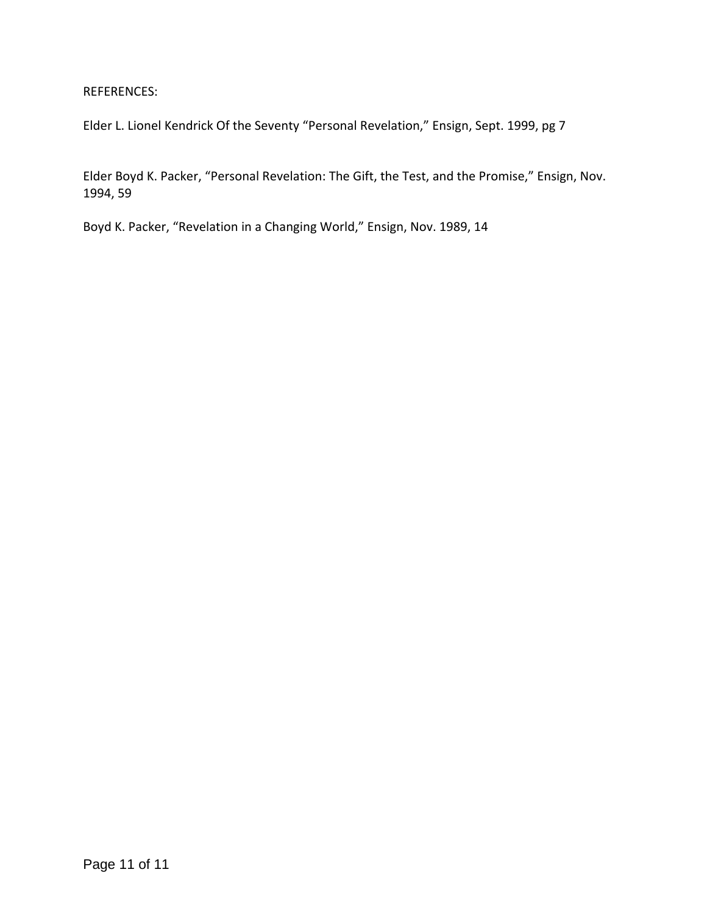REFERENCES:

Elder L. Lionel Kendrick Of the Seventy "Personal Revelation," Ensign, Sept. 1999, pg 7

Elder Boyd K. Packer, "Personal Revelation: The Gift, the Test, and the Promise," Ensign, Nov. 1994, 59

Boyd K. Packer, "Revelation in a Changing World," Ensign, Nov. 1989, 14